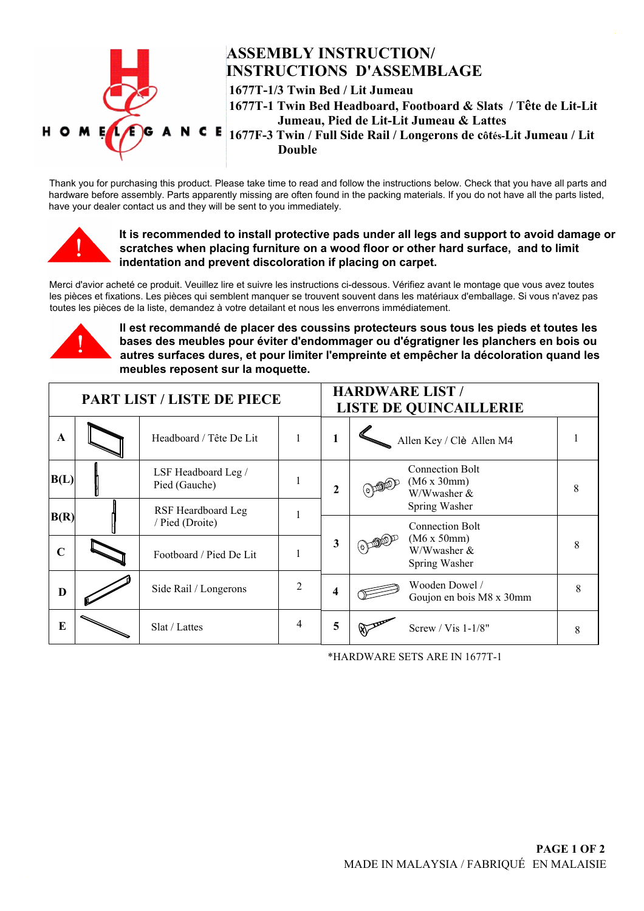HOME ELEGANCE

# ASSEMBLY INSTRUCTION/ INSTRUCTIONS D'ASSEMBLAGE

**1677T-1/3 Twin Bed / Lit Jumeau**

**1677T-1 Twin Bed Headboard, Footboard & Slats / Tête de Lit-Lit Jumeau, Pied de Lit-Lit Jumeau & Lattes**

**1677F-3 Twin / Full Side Rail / Longerons de côtés-Lit Jumeau / Lit Double**

Thank you for purchasing this product. Please take time to read and follow the instructions below. Check that you have all parts and hardware before assembly. Parts apparently missing are often found in the packing materials. If you do not have all the parts listed, have your dealer contact us and they will be sent to you immediately.

**It is recommended to install protective pads under all legs and support to avoid damage or scratches when placing furniture on a wood floor or other hard surface, and to limit indentation and prevent discoloration if placing on carpet.**

Merci d'avior acheté ce produit. Veuillez lire et suivre les instructions ci-dessous. Vérifiez avant le montage que vous avez toutes les pièces et fixations. Les pièces qui semblent manquer se trouvent souvent dans les matériaux d'emballage. Si vous n'avez pas toutes les pièces de la liste, demandez à votre detailant et nous les enverrons immédiatement.

**Il est recommandé de placer des coussins protecteurs sous tous les pieds et toutes les bases des meubles pour éviter d'endommager ou d'égratigner les planchers en bois ou autres surfaces dures, et pour limiter l'empreinte et empêcher la décoloration quand les meubles reposent sur la moquette.**

| PART LIST / LISTE DE PIECE | | | |
|---|---|---|---|
| A | | Headboard / Tête De Lit | 1 |
| B(L) | | LSF Headboard Leg / Pied (Gauche) | 1 |
| B(R) | | RSF Heardboard Leg / Pied (Droite) | 1 |
| C | | Footboard / Pied De Lit | 1 |
| D | | Side Rail / Longerons | 2 |
| E | | Slat / Lattes | 4 |

| HARDWARE LIST / LISTE DE QUINCAILLERIE | | | |
|---|---|---|---|
| 1 | | Allen Key / Clè Allen M4 | 1 |
| 2 | | Connection Bolt (M6 x 30mm) W/Wwasher & Spring Washer | 8 |
| 3 | | Connection Bolt (M6 x 50mm) W/Wwasher & Spring Washer | 8 |
| 4 | | Wooden Dowel / Goujon en bois M8 x 30mm | 8 |
| 5 | | Screw / Vis 1-1/8" | 8 |

*HARDWARE SETS ARE IN 1677T-1

MADE IN MALAYSIA / FABRIQUÉ EN MALAISIE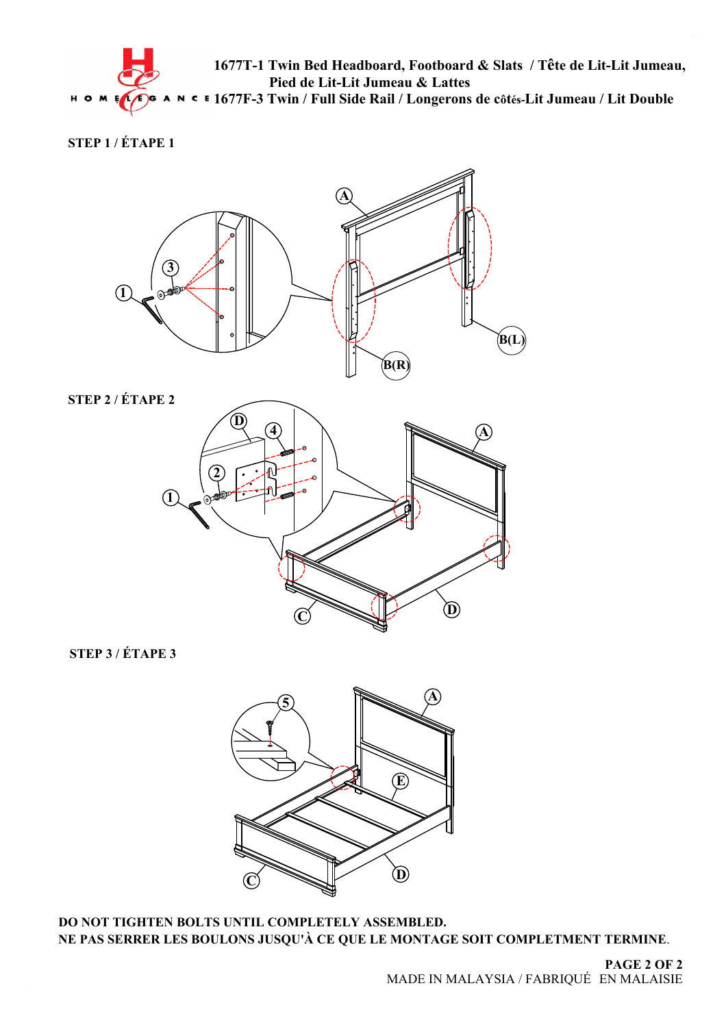**1677T-1 Twin Bed Headboard, Footboard & Slats / Tête de Lit-Lit Jumeau, Pied de Lit-Lit Jumeau & Lattes**
**1677F-3 Twin / Full Side Rail / Longerons de côtés-Lit Jumeau / Lit Double**

HOMELEGANCE

**STEP 1 / ÉTAPE 1**

A
3
1
B(L)
B(R)

**STEP 2 / ÉTAPE 2**

D
4
2
1
A
C
D

**STEP 3 / ÉTAPE 3**

5
A
E
C
D

**DO NOT TIGHTEN BOLTS UNTIL COMPLETELY ASSEMBLED.**
**NE PAS SERRER LES BOULONS JUSQU'À CE QUE LE MONTAGE SOIT COMPLETMENT TERMINE.**

MADE IN MALAYSIA / FABRIQUÉ EN MALAISIE